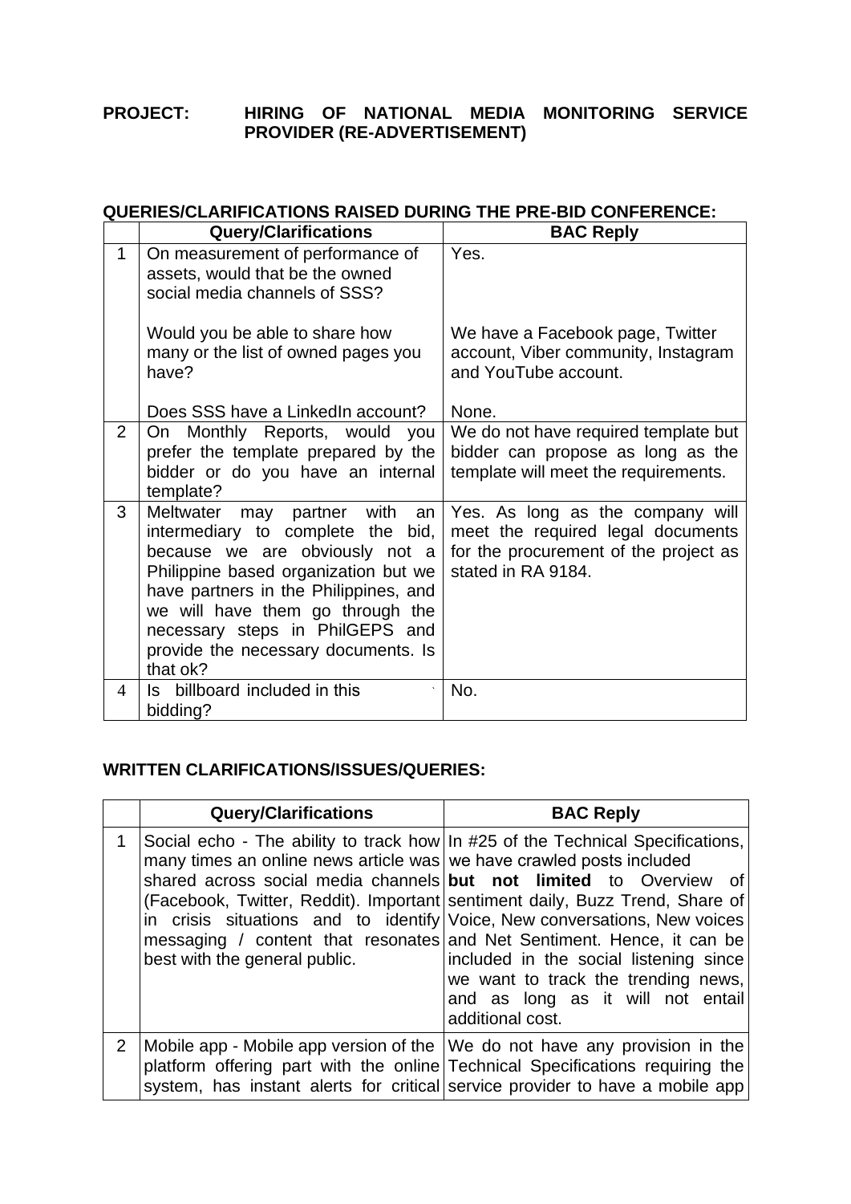**PROJECT:** **HIRING OF NATIONAL MEDIA MONITORING SERVICE PROVIDER (RE-ADVERTISEMENT)**

**QUERIES/CLARIFICATIONS RAISED DURING THE PRE-BID CONFERENCE:**

| | Query/Clarifications | BAC Reply |
|---|---|---|
| 1 | On measurement of performance of assets, would that be the owned social media channels of SSS?<br><br>Would you be able to share how many or the list of owned pages you have?<br><br>Does SSS have a LinkedIn account? | Yes.<br><br>We have a Facebook page, Twitter account, Viber community, Instagram and YouTube account.<br><br>None. |
| 2 | On Monthly Reports, would you prefer the template prepared by the bidder or do you have an internal template? | We do not have required template but bidder can propose as long as the template will meet the requirements. |
| 3 | Meltwater may partner with an intermediary to complete the bid, because we are obviously not a Philippine based organization but we have partners in the Philippines, and we will have them go through the necessary steps in PhilGEPS and provide the necessary documents. Is that ok? | Yes. As long as the company will meet the required legal documents for the procurement of the project as stated in RA 9184. |
| 4 | Is billboard included in this bidding? | No. |

**WRITTEN CLARIFICATIONS/ISSUES/QUERIES:**

| | Query/Clarifications | BAC Reply |
|---|---|---|
| 1 | Social echo - The ability to track how many times an online news article was shared across social media channels (Facebook, Twitter, Reddit). Important in crisis situations and to identify messaging / content that resonates best with the general public. | In #25 of the Technical Specifications, we have crawled posts included **but not limited** to Overview of sentiment daily, Buzz Trend, Share of Voice, New conversations, New voices and Net Sentiment. Hence, it can be included in the social listening since we want to track the trending news, and as long as it will not entail additional cost. |
| 2 | Mobile app - Mobile app version of the platform offering part with the online system, has instant alerts for critical | We do not have any provision in the Technical Specifications requiring the service provider to have a mobile app |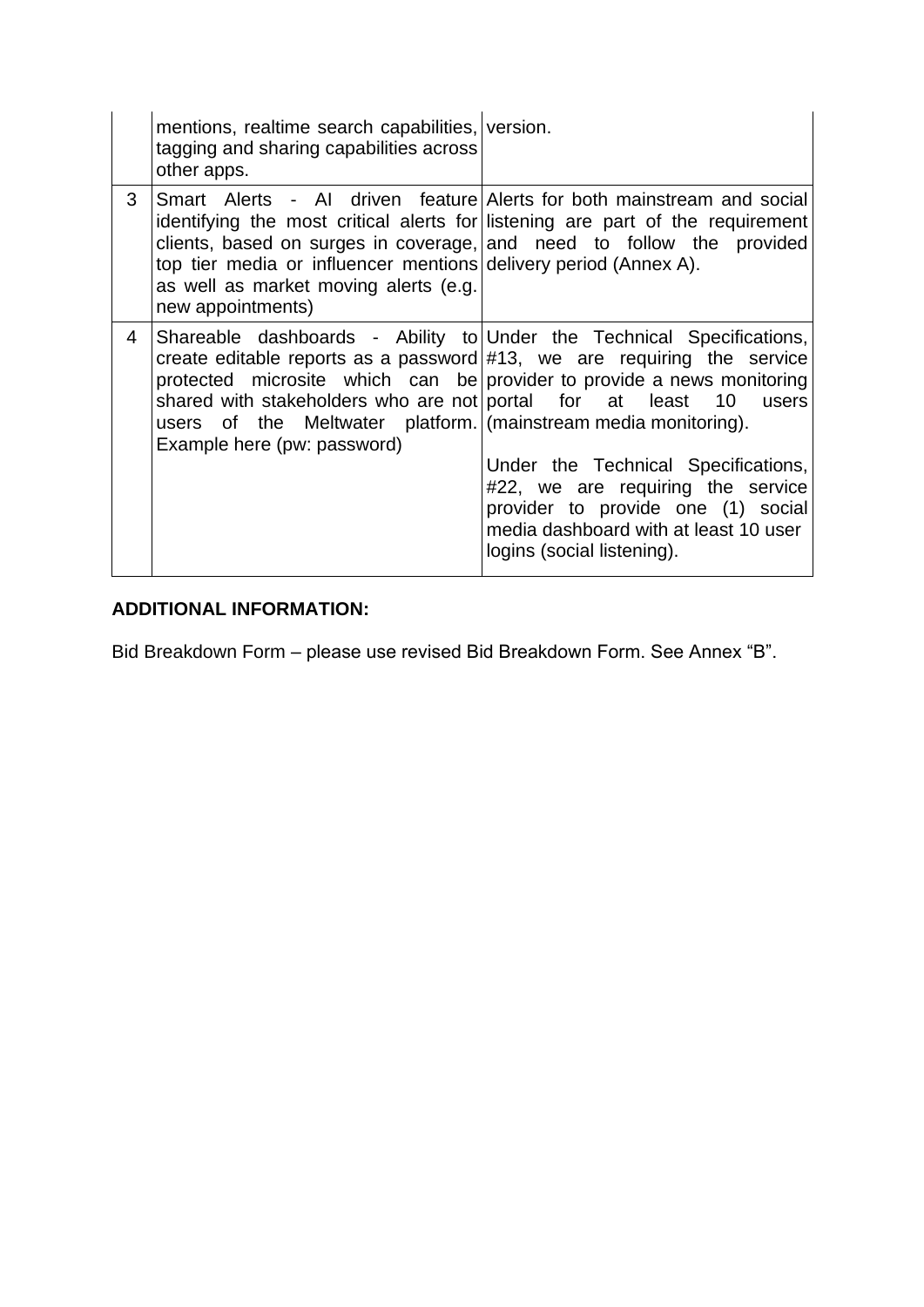| | | |
|---|---|---|
| | mentions, realtime search capabilities, tagging and sharing capabilities across other apps. | version. |
| 3 | Smart Alerts - AI driven feature identifying the most critical alerts for clients, based on surges in coverage, top tier media or influencer mentions as well as market moving alerts (e.g. new appointments) | Alerts for both mainstream and social listening are part of the requirement and need to follow the provided delivery period (Annex A). |
| 4 | Shareable dashboards - Ability to create editable reports as a password protected microsite which can be shared with stakeholders who are not users of the Meltwater platform. Example here (pw: password) | Under the Technical Specifications, #13, we are requiring the service provider to provide a news monitoring portal for at least 10 users (mainstream media monitoring).<br><br>Under the Technical Specifications, #22, we are requiring the service provider to provide one (1) social media dashboard with at least 10 user logins (social listening). |

**ADDITIONAL INFORMATION:**

Bid Breakdown Form – please use revised Bid Breakdown Form. See Annex "B".